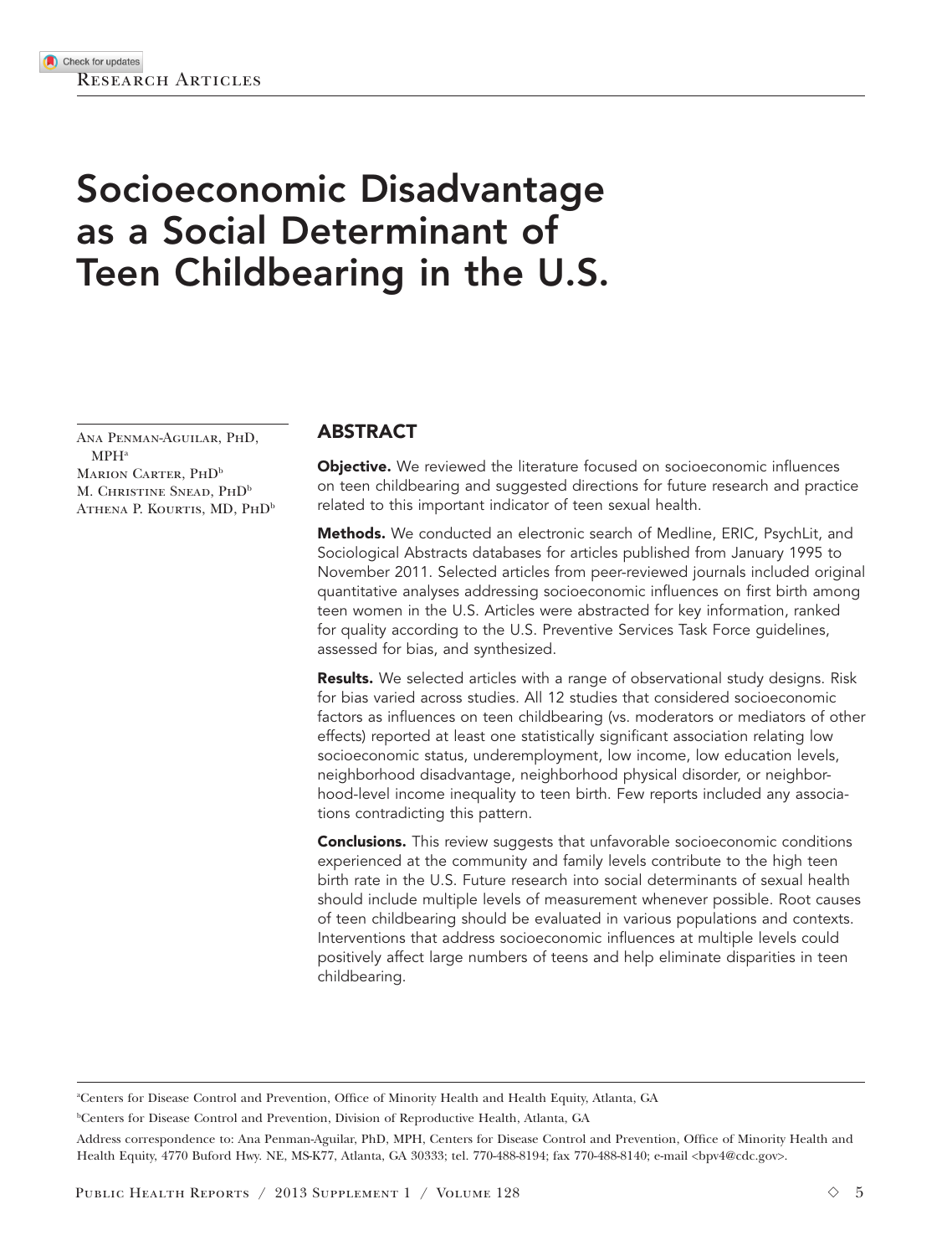Research Articles

# Socioeconomic Disadvantage as a Social Determinant of Teen Childbearing in the U.S.

Ana Penman-Aguilar, PhD, MPH[a]
Marion Carter, PhD[b]
M. Christine Snead, PhD[b]
Athena P. Kourtis, MD, PhD[b]

## ABSTRACT

**Objective.** We reviewed the literature focused on socioeconomic influences on teen childbearing and suggested directions for future research and practice related to this important indicator of teen sexual health.

**Methods.** We conducted an electronic search of Medline, ERIC, PsychLit, and Sociological Abstracts databases for articles published from January 1995 to November 2011. Selected articles from peer-reviewed journals included original quantitative analyses addressing socioeconomic influences on first birth among teen women in the U.S. Articles were abstracted for key information, ranked for quality according to the U.S. Preventive Services Task Force guidelines, assessed for bias, and synthesized.

**Results.** We selected articles with a range of observational study designs. Risk for bias varied across studies. All 12 studies that considered socioeconomic factors as influences on teen childbearing (vs. moderators or mediators of other effects) reported at least one statistically significant association relating low socioeconomic status, underemployment, low income, low education levels, neighborhood disadvantage, neighborhood physical disorder, or neighborhood-level income inequality to teen birth. Few reports included any associations contradicting this pattern.

**Conclusions.** This review suggests that unfavorable socioeconomic conditions experienced at the community and family levels contribute to the high teen birth rate in the U.S. Future research into social determinants of sexual health should include multiple levels of measurement whenever possible. Root causes of teen childbearing should be evaluated in various populations and contexts. Interventions that address socioeconomic influences at multiple levels could positively affect large numbers of teens and help eliminate disparities in teen childbearing.

[a]Centers for Disease Control and Prevention, Office of Minority Health and Health Equity, Atlanta, GA

[b]Centers for Disease Control and Prevention, Division of Reproductive Health, Atlanta, GA

Address correspondence to: Ana Penman-Aguilar, PhD, MPH, Centers for Disease Control and Prevention, Office of Minority Health and Health Equity, 4770 Buford Hwy. NE, MS-K77, Atlanta, GA 30333; tel. 770-488-8194; fax 770-488-8140; e-mail <bpv4@cdc.gov>.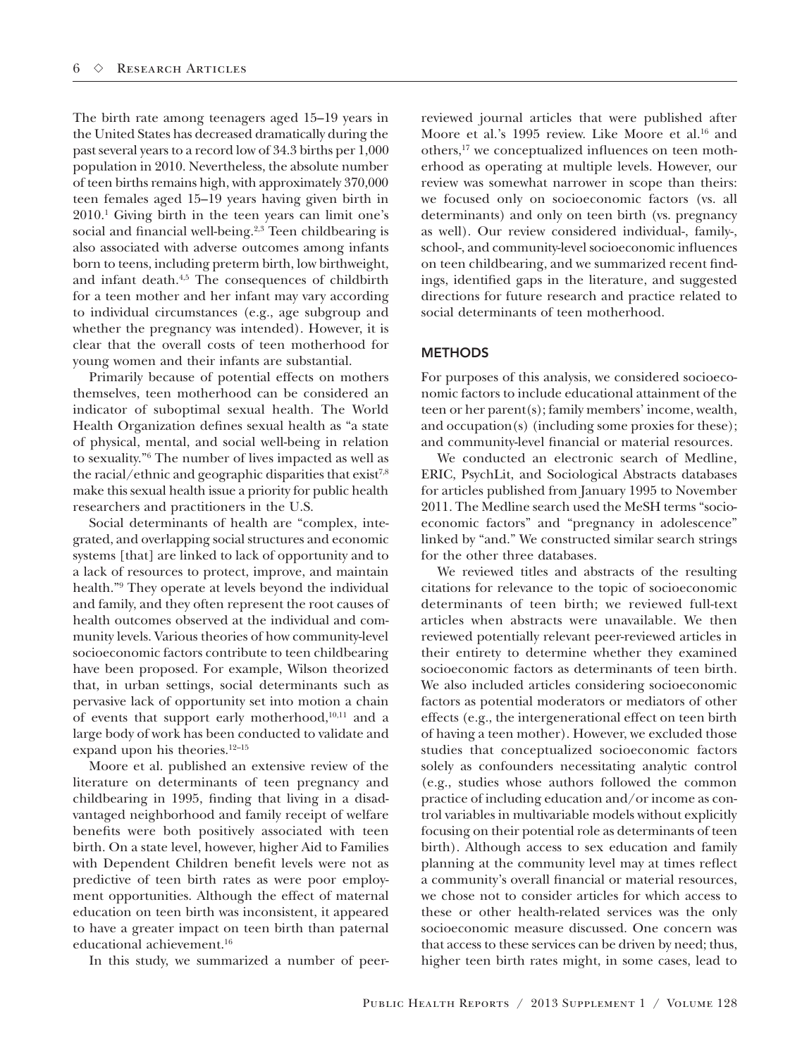The birth rate among teenagers aged 15–19 years in the United States has decreased dramatically during the past several years to a record low of 34.3 births per 1,000 population in 2010. Nevertheless, the absolute number of teen births remains high, with approximately 370,000 teen females aged 15–19 years having given birth in 2010.[1] Giving birth in the teen years can limit one's social and financial well-being.[2,3] Teen childbearing is also associated with adverse outcomes among infants born to teens, including preterm birth, low birthweight, and infant death.[4,5] The consequences of childbirth for a teen mother and her infant may vary according to individual circumstances (e.g., age subgroup and whether the pregnancy was intended). However, it is clear that the overall costs of teen motherhood for young women and their infants are substantial.

Primarily because of potential effects on mothers themselves, teen motherhood can be considered an indicator of suboptimal sexual health. The World Health Organization defines sexual health as "a state of physical, mental, and social well-being in relation to sexuality."[6] The number of lives impacted as well as the racial/ethnic and geographic disparities that exist[7,8] make this sexual health issue a priority for public health researchers and practitioners in the U.S.

Social determinants of health are "complex, integrated, and overlapping social structures and economic systems [that] are linked to lack of opportunity and to a lack of resources to protect, improve, and maintain health."[9] They operate at levels beyond the individual and family, and they often represent the root causes of health outcomes observed at the individual and community levels. Various theories of how community-level socioeconomic factors contribute to teen childbearing have been proposed. For example, Wilson theorized that, in urban settings, social determinants such as pervasive lack of opportunity set into motion a chain of events that support early motherhood,[10,11] and a large body of work has been conducted to validate and expand upon his theories.[12–15]

Moore et al. published an extensive review of the literature on determinants of teen pregnancy and childbearing in 1995, finding that living in a disadvantaged neighborhood and family receipt of welfare benefits were both positively associated with teen birth. On a state level, however, higher Aid to Families with Dependent Children benefit levels were not as predictive of teen birth rates as were poor employment opportunities. Although the effect of maternal education on teen birth was inconsistent, it appeared to have a greater impact on teen birth than paternal educational achievement.[16]

In this study, we summarized a number of peer-reviewed journal articles that were published after Moore et al.'s 1995 review. Like Moore et al.[16] and others,[17] we conceptualized influences on teen motherhood as operating at multiple levels. However, our review was somewhat narrower in scope than theirs: we focused only on socioeconomic factors (vs. all determinants) and only on teen birth (vs. pregnancy as well). Our review considered individual-, family-, school-, and community-level socioeconomic influences on teen childbearing, and we summarized recent findings, identified gaps in the literature, and suggested directions for future research and practice related to social determinants of teen motherhood.

## METHODS

For purposes of this analysis, we considered socioeconomic factors to include educational attainment of the teen or her parent(s); family members' income, wealth, and occupation(s) (including some proxies for these); and community-level financial or material resources.

We conducted an electronic search of Medline, ERIC, PsychLit, and Sociological Abstracts databases for articles published from January 1995 to November 2011. The Medline search used the MeSH terms "socioeconomic factors" and "pregnancy in adolescence" linked by "and." We constructed similar search strings for the other three databases.

We reviewed titles and abstracts of the resulting citations for relevance to the topic of socioeconomic determinants of teen birth; we reviewed full-text articles when abstracts were unavailable. We then reviewed potentially relevant peer-reviewed articles in their entirety to determine whether they examined socioeconomic factors as determinants of teen birth. We also included articles considering socioeconomic factors as potential moderators or mediators of other effects (e.g., the intergenerational effect on teen birth of having a teen mother). However, we excluded those studies that conceptualized socioeconomic factors solely as confounders necessitating analytic control (e.g., studies whose authors followed the common practice of including education and/or income as control variables in multivariable models without explicitly focusing on their potential role as determinants of teen birth). Although access to sex education and family planning at the community level may at times reflect a community's overall financial or material resources, we chose not to consider articles for which access to these or other health-related services was the only socioeconomic measure discussed. One concern was that access to these services can be driven by need; thus, higher teen birth rates might, in some cases, lead to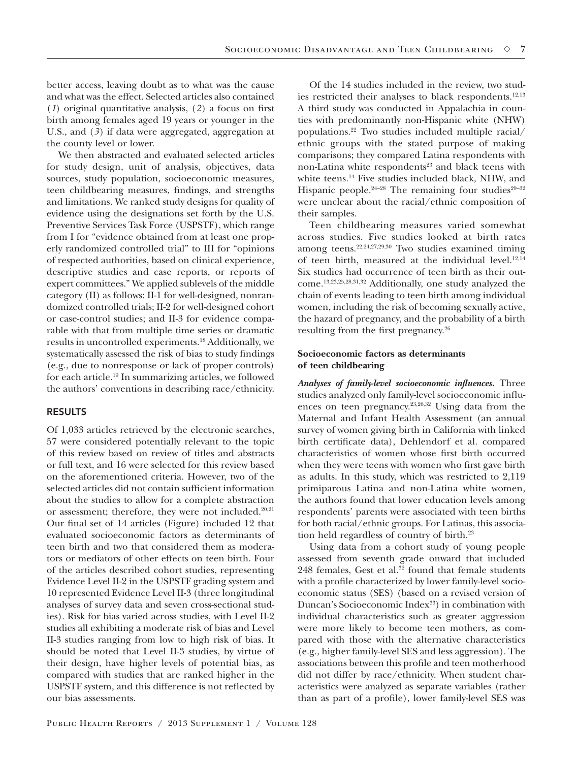better access, leaving doubt as to what was the cause and what was the effect. Selected articles also contained (*1*) original quantitative analysis, (*2*) a focus on first birth among females aged 19 years or younger in the U.S., and (*3*) if data were aggregated, aggregation at the county level or lower.

We then abstracted and evaluated selected articles for study design, unit of analysis, objectives, data sources, study population, socioeconomic measures, teen childbearing measures, findings, and strengths and limitations. We ranked study designs for quality of evidence using the designations set forth by the U.S. Preventive Services Task Force (USPSTF), which range from I for "evidence obtained from at least one properly randomized controlled trial" to III for "opinions of respected authorities, based on clinical experience, descriptive studies and case reports, or reports of expert committees." We applied sublevels of the middle category (II) as follows: II-1 for well-designed, nonrandomized controlled trials; II-2 for well-designed cohort or case-control studies; and II-3 for evidence comparable with that from multiple time series or dramatic results in uncontrolled experiments.[18] Additionally, we systematically assessed the risk of bias to study findings (e.g., due to nonresponse or lack of proper controls) for each article.[19] In summarizing articles, we followed the authors' conventions in describing race/ethnicity.

## RESULTS

Of 1,033 articles retrieved by the electronic searches, 57 were considered potentially relevant to the topic of this review based on review of titles and abstracts or full text, and 16 were selected for this review based on the aforementioned criteria. However, two of the selected articles did not contain sufficient information about the studies to allow for a complete abstraction or assessment; therefore, they were not included.[20,21] Our final set of 14 articles (Figure) included 12 that evaluated socioeconomic factors as determinants of teen birth and two that considered them as moderators or mediators of other effects on teen birth. Four of the articles described cohort studies, representing Evidence Level II-2 in the USPSTF grading system and 10 represented Evidence Level II-3 (three longitudinal analyses of survey data and seven cross-sectional studies). Risk for bias varied across studies, with Level II-2 studies all exhibiting a moderate risk of bias and Level II-3 studies ranging from low to high risk of bias. It should be noted that Level II-3 studies, by virtue of their design, have higher levels of potential bias, as compared with studies that are ranked higher in the USPSTF system, and this difference is not reflected by our bias assessments.

Of the 14 studies included in the review, two studies restricted their analyses to black respondents.[12,13] A third study was conducted in Appalachia in counties with predominantly non-Hispanic white (NHW) populations.[22] Two studies included multiple racial/ethnic groups with the stated purpose of making comparisons; they compared Latina respondents with non-Latina white respondents[23] and black teens with white teens.[14] Five studies included black, NHW, and Hispanic people.[24–28] The remaining four studies[29–32] were unclear about the racial/ethnic composition of their samples.

Teen childbearing measures varied somewhat across studies. Five studies looked at birth rates among teens.[22,24,27,29,30] Two studies examined timing of teen birth, measured at the individual level.[12,14] Six studies had occurrence of teen birth as their outcome.[13,23,25,28,31,32] Additionally, one study analyzed the chain of events leading to teen birth among individual women, including the risk of becoming sexually active, the hazard of pregnancy, and the probability of a birth resulting from the first pregnancy.[26]

### Socioeconomic factors as determinants of teen childbearing

***Analyses of family-level socioeconomic influences.*** Three studies analyzed only family-level socioeconomic influences on teen pregnancy.[23,26,32] Using data from the Maternal and Infant Health Assessment (an annual survey of women giving birth in California with linked birth certificate data), Dehlendorf et al. compared characteristics of women whose first birth occurred when they were teens with women who first gave birth as adults. In this study, which was restricted to 2,119 primiparous Latina and non-Latina white women, the authors found that lower education levels among respondents' parents were associated with teen births for both racial/ethnic groups. For Latinas, this association held regardless of country of birth.[23]

Using data from a cohort study of young people assessed from seventh grade onward that included 248 females, Gest et al.[32] found that female students with a profile characterized by lower family-level socioeconomic status (SES) (based on a revised version of Duncan's Socioeconomic Index[33]) in combination with individual characteristics such as greater aggression were more likely to become teen mothers, as compared with those with the alternative characteristics (e.g., higher family-level SES and less aggression). The associations between this profile and teen motherhood did not differ by race/ethnicity. When student characteristics were analyzed as separate variables (rather than as part of a profile), lower family-level SES was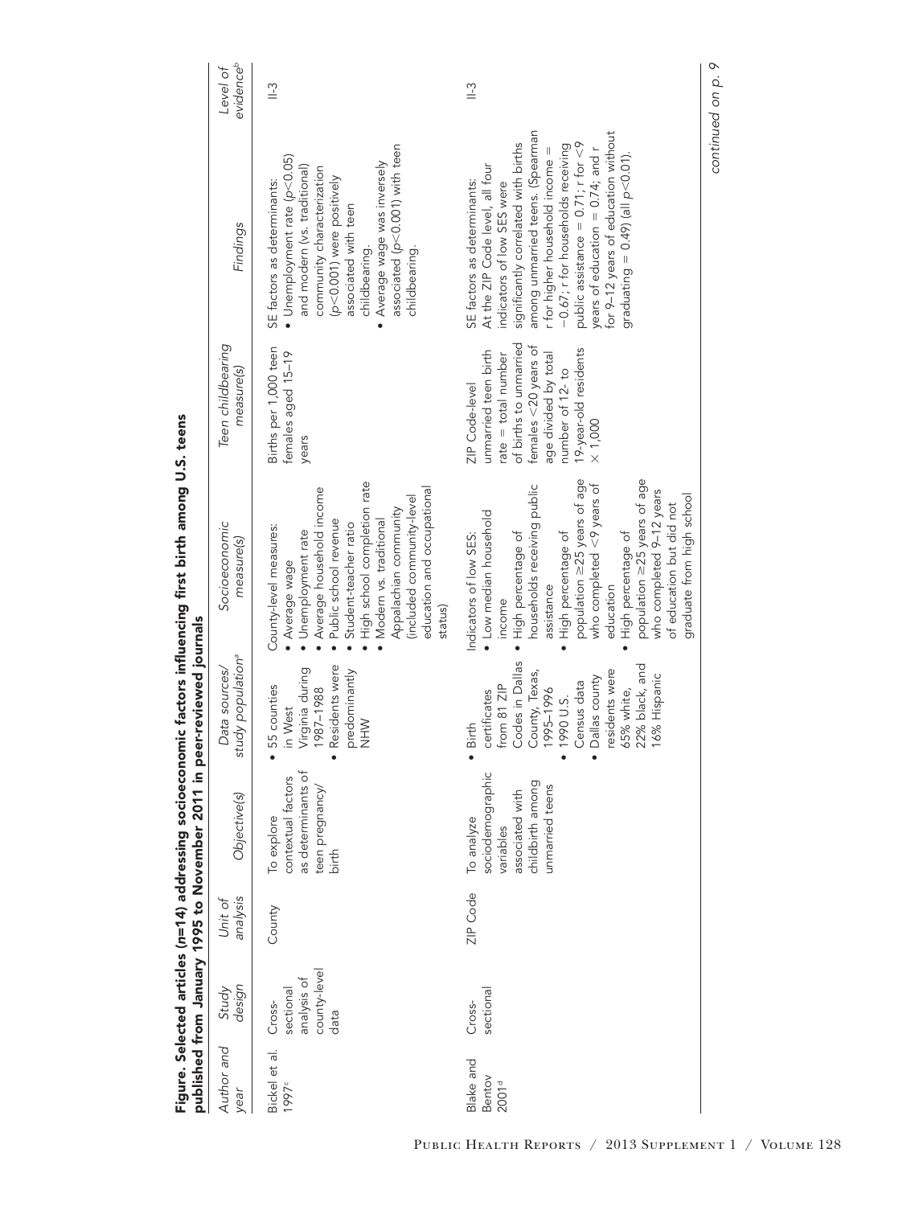**Figure. Selected articles (*n*=14) addressing socioeconomic factors influencing first birth among U.S. teens published from January 1995 to November 2011 in peer-reviewed journals**

| *Author and year* | *Study design* | *Unit of analysis* | *Objective(s)* | *Data sources/ study population*[a] | *Socioeconomic measure(s)* | *Teen childbearing measure(s)* | *Findings* | *Level of evidence*[b] |
|---|---|---|---|---|---|---|---|---|
| Bickel et al. 1997[c] | Cross-sectional analysis of county-level data | County | To explore contextual factors as determinants of teen pregnancy/ birth | • 55 counties in West Virginia during 1987–1988 • Residents were predominantly NHW | County-level measures: • Average wage • Unemployment rate • Average household income • Public school revenue • Student-teacher ratio • High school completion rate • Modern vs. traditional Appalachian community (included community-level education and occupational status) | Births per 1,000 teen females aged 15–19 years | SE factors as determinants: • Unemployment rate ($p<0.05$) and modern (vs. traditional) community characterization ($p<0.001$) were positively associated with teen childbearing. • Average wage was inversely associated ($p<0.001$) with teen childbearing. | II-3 |
| Blake and Bentov 2001[d] | Cross-sectional | ZIP Code | To analyze sociodemographic variables associated with childbirth among unmarried teens | • Birth certificates from 81 ZIP Codes in Dallas County, Texas, 1995–1996 • 1990 U.S. Census data • Dallas county residents were 65% white, 22% black, and 16% Hispanic | Indicators of low SES: • Low median household income • High percentage of households receiving public assistance • High percentage of population ≥25 years of age who completed <9 years of education • High percentage of population ≥25 years of age who completed 9–12 years of education but did not graduate from high school | ZIP Code-level unmarried teen birth rate = total number of births to unmarried females <20 years of age divided by total number of 12- to 19-year-old residents × 1,000 | SE factors as determinants: At the ZIP Code level, all four indicators of low SES were significantly correlated with births among unmarried teens. (Spearman r for higher household income = −0.67; r for households receiving public assistance = 0.71; r for <9 years of education = 0.74; and r for 9–12 years of education without graduating = 0.49) (all $p<0.01$). | II-3 |

*continued on p. 9*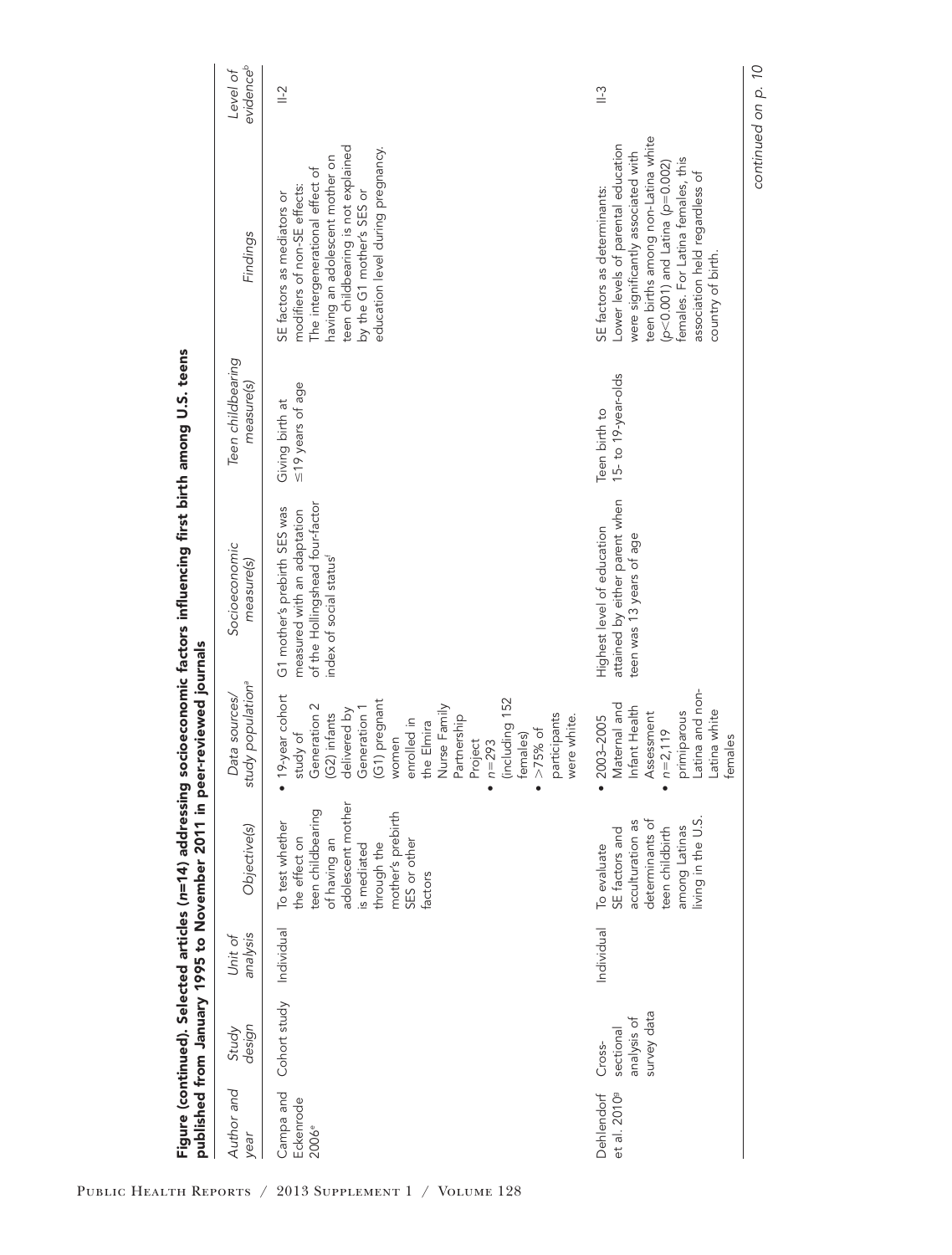**Figure (continued). Selected articles (*n*=14) addressing socioeconomic factors influencing first birth among U.S. teens published from January 1995 to November 2011 in peer-reviewed journals**

| *Author and year* | *Study design* | *Unit of analysis* | *Objective(s)* | *Data sources/ study population*[a] | *Socioeconomic measure(s)* | *Teen childbearing measure(s)* | *Findings* | *Level of evidence*[b] |
|---|---|---|---|---|---|---|---|---|
| Campa and Eckenrode 2006[e] | Cohort study | Individual | To test whether the effect on teen childbearing of having an adolescent mother is mediated through the mother's prebirth SES or other factors | • 19-year cohort study of Generation 2 (G2) infants delivered by Generation 1 (G1) pregnant women enrolled in the Elmira Nurse Family Partnership Project<br>• $n=293$ (including 152 females)<br>• >75% of participants were white. | G1 mother's prebirth SES was measured with an adaptation of the Hollingshead four-factor index of social status[f] | Giving birth at ≤19 years of age | SE factors as mediators or modifiers of non-SE effects: The intergenerational effect of having an adolescent mother on teen childbearing is not explained by the G1 mother's SES or education level during pregnancy. | II-2 |
| Dehlendorf et al. 2010[g] | Cross-sectional analysis of survey data | Individual | To evaluate SE factors and acculturation as determinants of teen childbirth among Latinas living in the U.S. | • 2003–2005 Maternal and Infant Health Assessment<br>• $n=2,119$ primiparous Latina and non-Latina white females | Highest level of education attained by either parent when teen was 13 years of age | Teen birth to 15- to 19-year-olds | SE factors as determinants: Lower levels of parental education were significantly associated with teen births among non-Latina white ($p<0.001$) and Latina ($p=0.002$) females. For Latina females, this association held regardless of country of birth. | II-3 |

*continued on p. 10*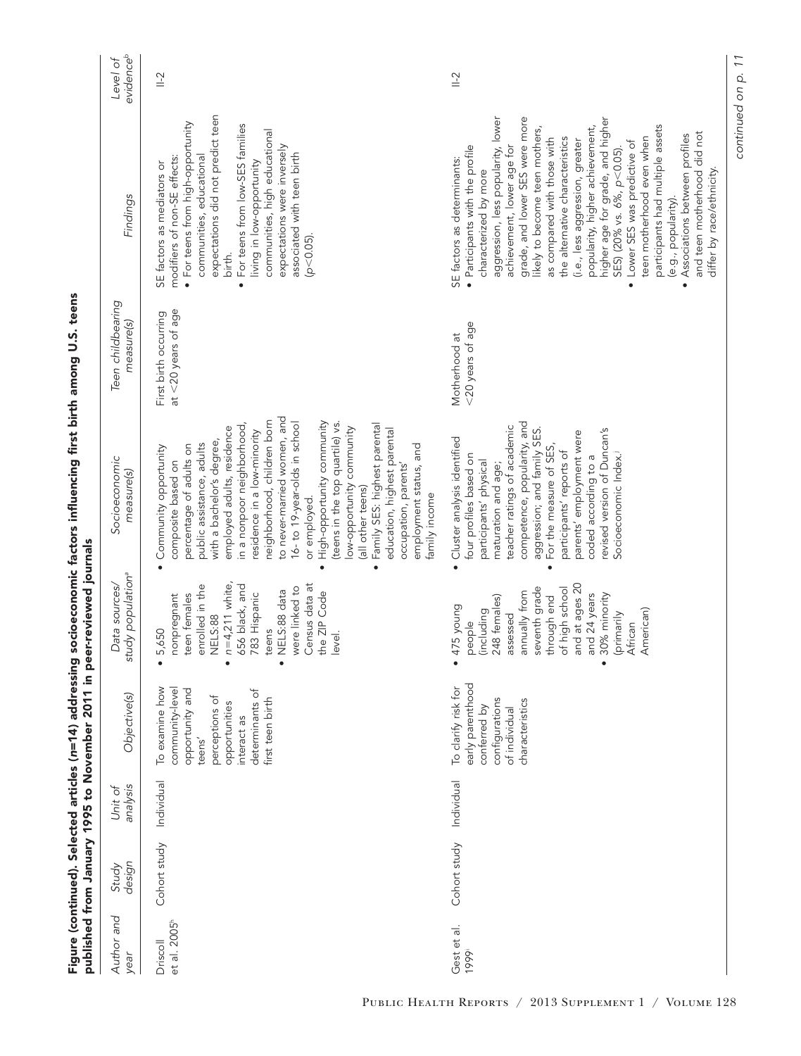**Figure (continued). Selected articles (*n*=14) addressing socioeconomic factors influencing first birth among U.S. teens published from January 1995 to November 2011 in peer-reviewed journals**

| Author and year | Study design | Unit of analysis | Objective(s) | Data sources/ study population[a] | Socioeconomic measure(s) | Teen childbearing measure(s) | Findings | Level of evidence[b] |
|---|---|---|---|---|---|---|---|---|
| Driscoll et al. 2005[h] | Cohort study | Individual | To examine how community-level opportunity and teens' perceptions of opportunities interact as determinants of first teen birth | • 5,650 nonpregnant teen females enrolled in the NELS:88 • *n*=4,211 white, 656 black, and 783 Hispanic teens • NELS:88 data were linked to Census data at the ZIP Code level. | • Community opportunity composite based on percentage of adults on public assistance, adults with a bachelor's degree, employed adults, residence in a nonpoor neighborhood, residence in a low-minority neighborhood, children born to never-married women, and 16- to 19-year-olds in school or employed. • High-opportunity community (teens in the top quartile) vs. low-opportunity community (all other teens) • Family SES: highest parental education, highest parental occupation, parents' employment status, and family income | First birth occurring at <20 years of age | SE factors as mediators or modifiers of non-SE effects: • For teens from high-opportunity communities, educational expectations did not predict teen birth. • For teens from low-SES families living in low-opportunity communities, high educational expectations were inversely associated with teen birth ($p<0.05$). | II-2 |
| Gest et al. 1999[i] | Cohort study | Individual | To clarify risk for early parenthood conferred by configurations of individual characteristics | • 475 young people (including 248 females) assessed annually from seventh grade through end of high school and at ages 20 and 24 years • 30% minority (primarily African American) | • Cluster analysis identified four profiles based on participants' physical maturation and age; teacher ratings of academic competence, popularity, and aggression; and family SES. • For the measure of SES, participants' reports of parents' employment were coded according to a revised version of Duncan's Socioeconomic Index.[j] | Motherhood at <20 years of age | SE factors as determinants: • Participants with the profile characterized by more aggression, less popularity, lower achievement, lower age for grade, and lower SES were more likely to become teen mothers, as compared with those with the alternative characteristics (i.e., less aggression, greater popularity, higher achievement, higher age for grade, and higher SES) (20% vs. 6%, $p<0.05$). • Lower SES was predictive of teen motherhood even when participants had multiple assets (e.g., popularity). • Associations between profiles and teen motherhood did not differ by race/ethnicity. | II-2 |

*continued on p. 11*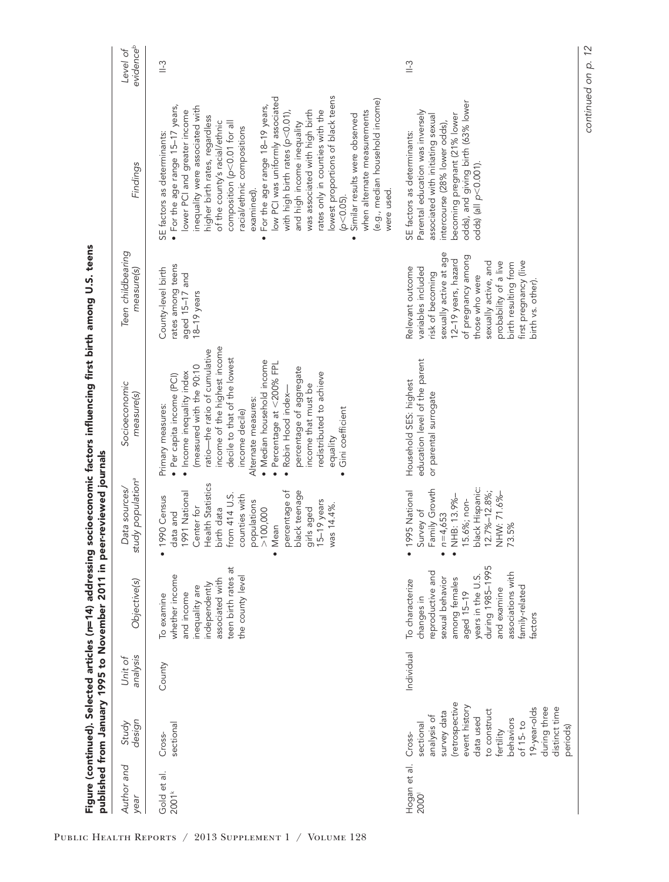**Figure (continued). Selected articles ($n$=14) addressing socioeconomic factors influencing first birth among U.S. teens published from January 1995 to November 2011 in peer-reviewed journals**

| *Author and year* | *Study design* | *Unit of analysis* | *Objective(s)* | *Data sources/ study population*[a] | *Socioeconomic measure(s)* | *Teen childbearing measure(s)* | *Findings* | *Level of evidence*[b] |
|---|---|---|---|---|---|---|---|---|
| Gold et al. 2001[k] | Cross-sectional | County | To examine whether income and income inequality are independently associated with teen birth rates at the county level | • 1990 Census data and 1991 National Center for Health Statistics birth data from 414 U.S. counties with populations >100,000<br>• Mean percentage of black teenage girls aged 15–19 years was 14.4%. | Primary measures:<br>• Per capita income (PCI)<br>• Income inequality index (measured with the 90:10 ratio—the ratio of cumulative income of the highest income decile to that of the lowest income decile)<br>Alternate measures:<br>• Median household income<br>• Percentage at <200% FPL<br>• Robin Hood index—percentage of aggregate income that must be redistributed to achieve equality<br>• Gini coefficient | County-level birth rates among teens aged 15–17 and 18–19 years | SE factors as determinants:<br>• For the age range 15–17 years, lower PCI and greater income inequality were associated with higher birth rates, regardless of the county's racial/ethnic composition ($p<0.01$ for all racial/ethnic compositions examined).<br>• For the age range 18–19 years, low PCI was uniformly associated with high birth rates ($p<0.01$), and high income inequality was associated with high birth rates only in counties with the lowest proportions of black teens ($p<0.05$).<br>• Similar results were observed when alternate measurements (e.g., median household income) were used. | II-3 |
| Hogan et al. 2000[l] | Cross-sectional analysis of survey data (retrospective event history data used to construct fertility behaviors of 15- to 19-year-olds during three distinct time periods) | Individual | To characterize changes in reproductive and sexual behavior among females aged 15–19 years in the U.S. during 1985–1995 and examine associations with family-related factors | • 1995 National Survey of Family Growth<br>• $n$=4,653<br>• NHB: 13.9%–15.6%; non-black Hispanic: 12.7%–12.8%; NHW: 71.6%–73.5% | Household SES: highest education level of the parent or parental surrogate | Relevant outcome variables included risk of becoming sexually active at age 12–19 years, hazard of pregnancy among those who were sexually active, and probability of a live birth resulting from first pregnancy (live birth vs. other). | SE factors as determinants:<br>Parental education was inversely associated with initiating sexual intercourse (28% lower odds), becoming pregnant (21% lower odds), and giving birth (63% lower odds) (all $p<0.001$). | II-3 |

*continued on p. 12*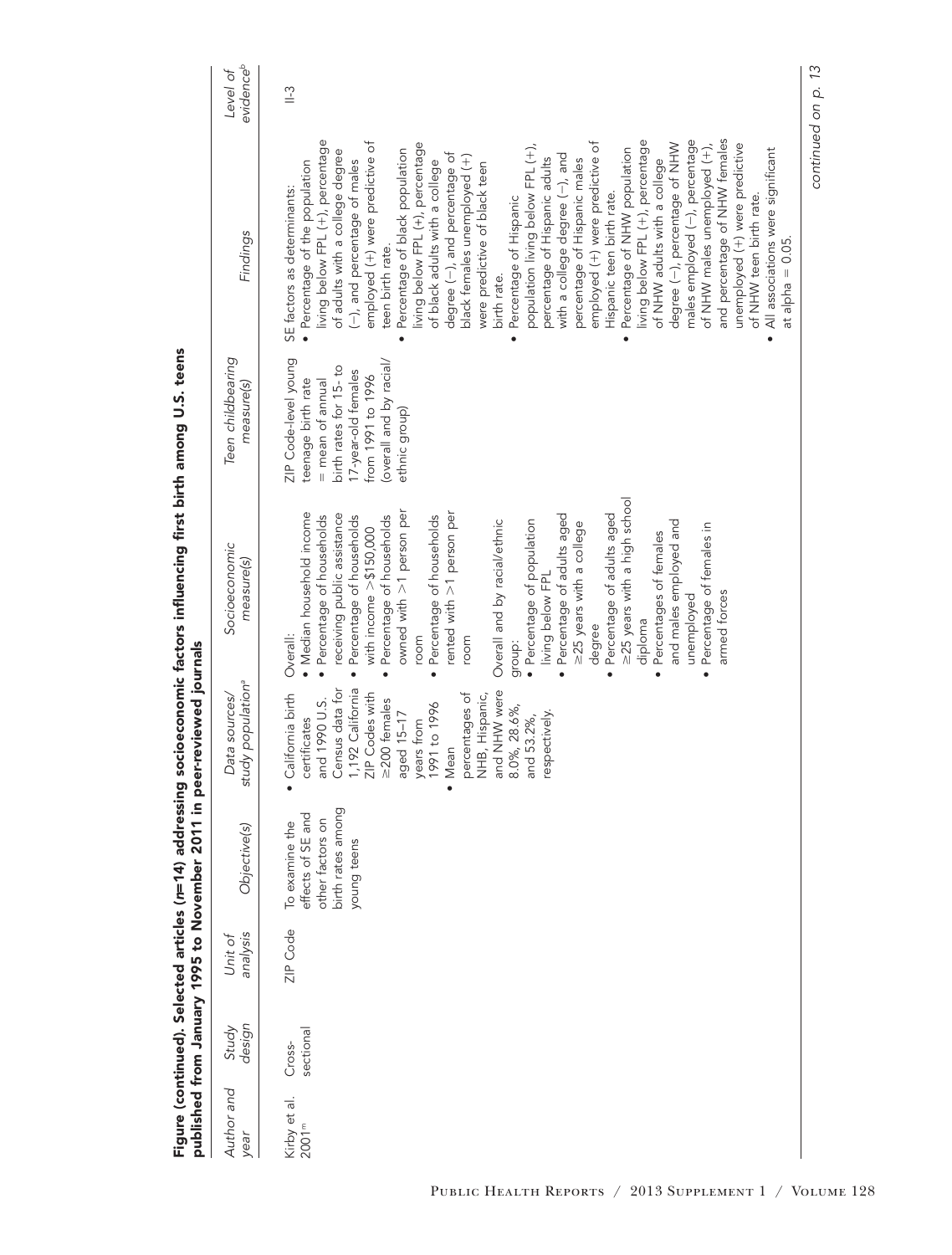**Figure (continued). Selected articles (*n*=14) addressing socioeconomic factors influencing first birth among U.S. teens published from January 1995 to November 2011 in peer-reviewed journals**

| *Author and year* | *Study design* | *Unit of analysis* | *Objective(s)* | *Data sources/ study population*[a] | *Socioeconomic measure(s)* | *Teen childbearing measure(s)* | *Findings* | *Level of evidence*[b] |
|---|---|---|---|---|---|---|---|---|
| Kirby et al. 2001[m] | Cross-sectional | ZIP Code | To examine the effects of SE and other factors on birth rates among young teens | • California birth certificates and 1990 U.S. Census data for 1,192 California ZIP Codes with ≥200 females aged 15–17 years from 1991 to 1996<br>• Mean percentages of NHB, Hispanic, and NHW were 8.0%, 28.6%, and 53.2%, respectively. | Overall:<br>• Median household income<br>• Percentage of households receiving public assistance<br>• Percentage of households with income >$150,000<br>• Percentage of households owned with >1 person per room<br>• Percentage of households rented with >1 person per room<br>Overall and by racial/ethnic group:<br>• Percentage of population living below FPL<br>• Percentage of adults aged ≥25 years with a college degree<br>• Percentage of adults aged ≥25 years with a high school diploma<br>• Percentages of females and males employed and unemployed<br>• Percentage of females in armed forces | ZIP Code-level young teenage birth rate = mean of annual birth rates for 15- to 17-year-old females from 1991 to 1996 (overall and by racial/ethnic group) | SE factors as determinants:<br>• Percentage of the population living below FPL (+), percentage of adults with a college degree (−), and percentage of males employed (+) were predictive of teen birth rate.<br>• Percentage of black population living below FPL (+), percentage of black adults with a college degree (−), and percentage of black females unemployed (+) were predictive of black teen birth rate.<br>• Percentage of Hispanic population living below FPL (+), percentage of Hispanic adults with a college degree (−), and percentage of Hispanic males employed (+) were predictive of Hispanic teen birth rate.<br>• Percentage of NHW population living below FPL (+), percentage of NHW adults with a college degree (−), percentage of NHW males employed (−), percentage of NHW males unemployed (+), and percentage of NHW females unemployed (+) were predictive of NHW teen birth rate.<br>• All associations were significant at alpha = 0.05. | II-3 |

*continued on p. 13*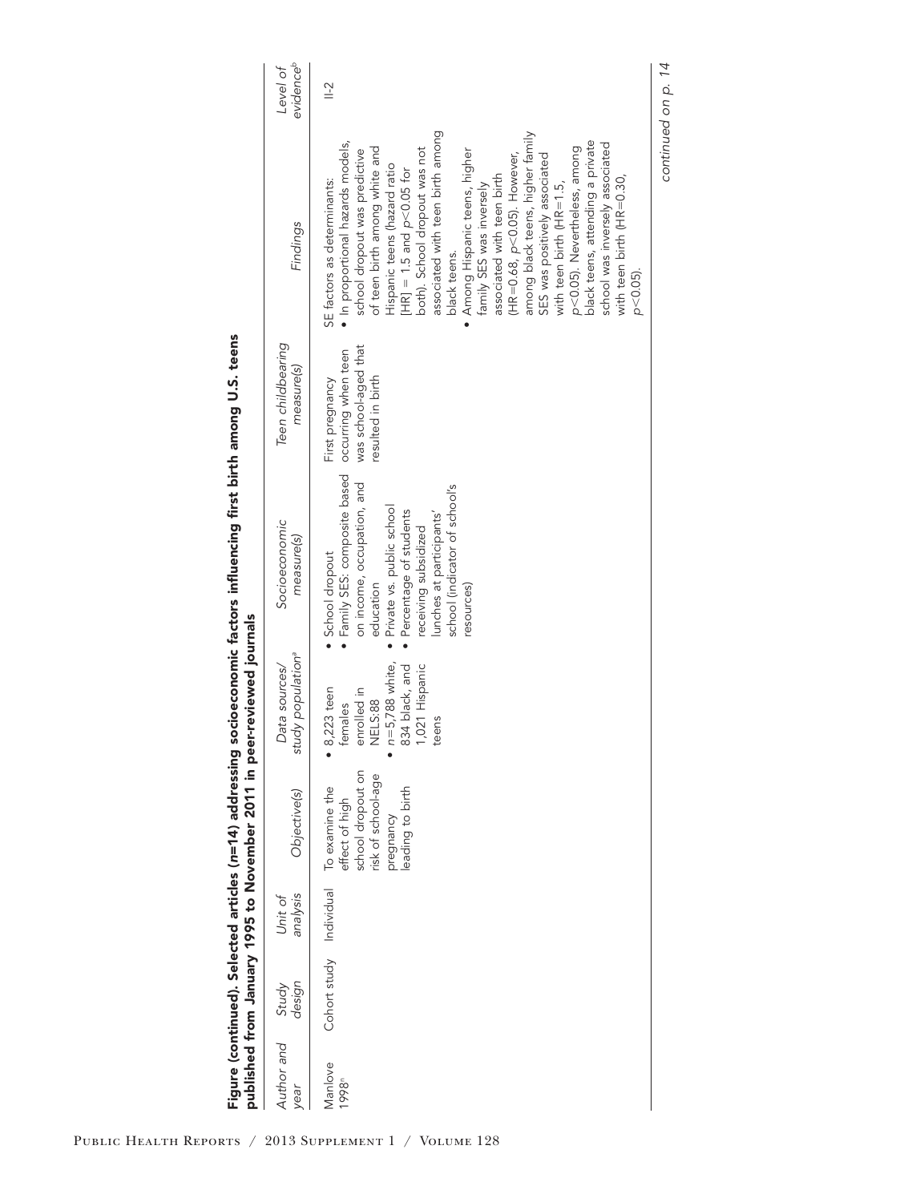**Figure (continued). Selected articles (*n*=14) addressing socioeconomic factors influencing first birth among U.S. teens published from January 1995 to November 2011 in peer-reviewed journals**

| *Author and year* | *Study design* | *Unit of analysis* | *Objective(s)* | *Data sources/ study population*[a] | *Socioeconomic measure(s)* | *Teen childbearing measure(s)* | *Findings* | *Level of evidence*[b] |
|---|---|---|---|---|---|---|---|---|
| Manlove 1998[n] | Cohort study | Individual | To examine the effect of high school dropout on risk of school-age pregnancy leading to birth | • 8,223 teen females enrolled in NELS:88<br>• *n*=5,788 white, 834 black, and 1,021 Hispanic teens | • School dropout<br>• Family SES: composite based on income, occupation, and education<br>• Private vs. public school<br>• Percentage of students receiving subsidized lunches at participants' school (indicator of school's resources) | First pregnancy occurring when teen was school-aged that resulted in birth | SE factors as determinants:<br>• In proportional hazards models, school dropout was predictive of teen birth among white and Hispanic teens (hazard ratio [HR] = 1.5 and $p$<0.05 for both). School dropout was not associated with teen birth among black teens.<br>• Among Hispanic teens, higher family SES was inversely associated with teen birth (HR=0.68, $p$<0.05). However, among black teens, higher family SES was positively associated with teen birth (HR=1.5, $p$<0.05). Nevertheless, among black teens, attending a private school was inversely associated with teen birth (HR=0.30, $p$<0.05). | II-2 |

*continued on p. 14*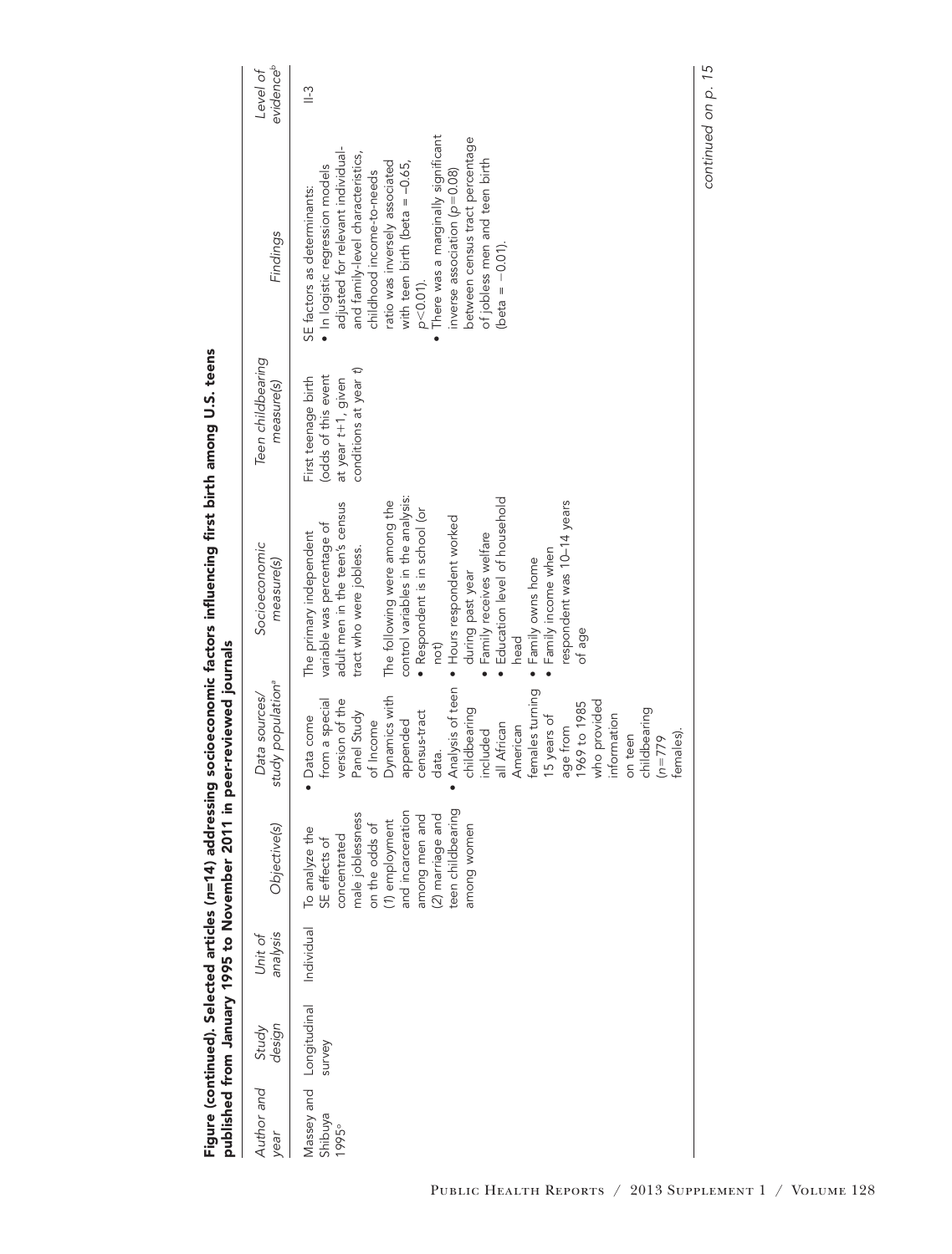**Figure (continued). Selected articles (*n*=14) addressing socioeconomic factors influencing first birth among U.S. teens published from January 1995 to November 2011 in peer-reviewed journals**

| *Author and year* | *Study design* | *Unit of analysis* | *Objective(s)* | *Data sources/ study population*[a] | *Socioeconomic measure(s)* | *Teen childbearing measure(s)* | *Findings* | *Level of evidence*[b] |
|---|---|---|---|---|---|---|---|---|
| Massey and Shibuya 1995[c] | Longitudinal survey | Individual | To analyze the SE effects of concentrated male joblessness on the odds of (1) employment and incarceration among men and (2) marriage and teen childbearing among women | • Data come from a special version of the Panel Study of Income Dynamics with appended census-tract data. • Analysis of teen childbearing included all African American females turning 15 years of age from 1969 to 1985 who provided information on teen childbearing ($n$=779 females). | The primary independent variable was percentage of adult men in the teen's census tract who were jobless. The following were among the control variables in the analysis: • Respondent is in school (or not) • Hours respondent worked during past year • Family receives welfare • Education level of household head • Family owns home • Family income when respondent was 10–14 years of age | First teenage birth (odds of this event at year $t+1$, given conditions at year $t$) | SE factors as determinants: • In logistic regression models adjusted for relevant individual- and family-level characteristics, childhood income-to-needs ratio was inversely associated with teen birth (beta = –0.65, $p<0.01$). • There was a marginally significant inverse association ($p=0.08$) between census tract percentage of jobless men and teen birth (beta = –0.01). | II-3 |

*continued on p. 15*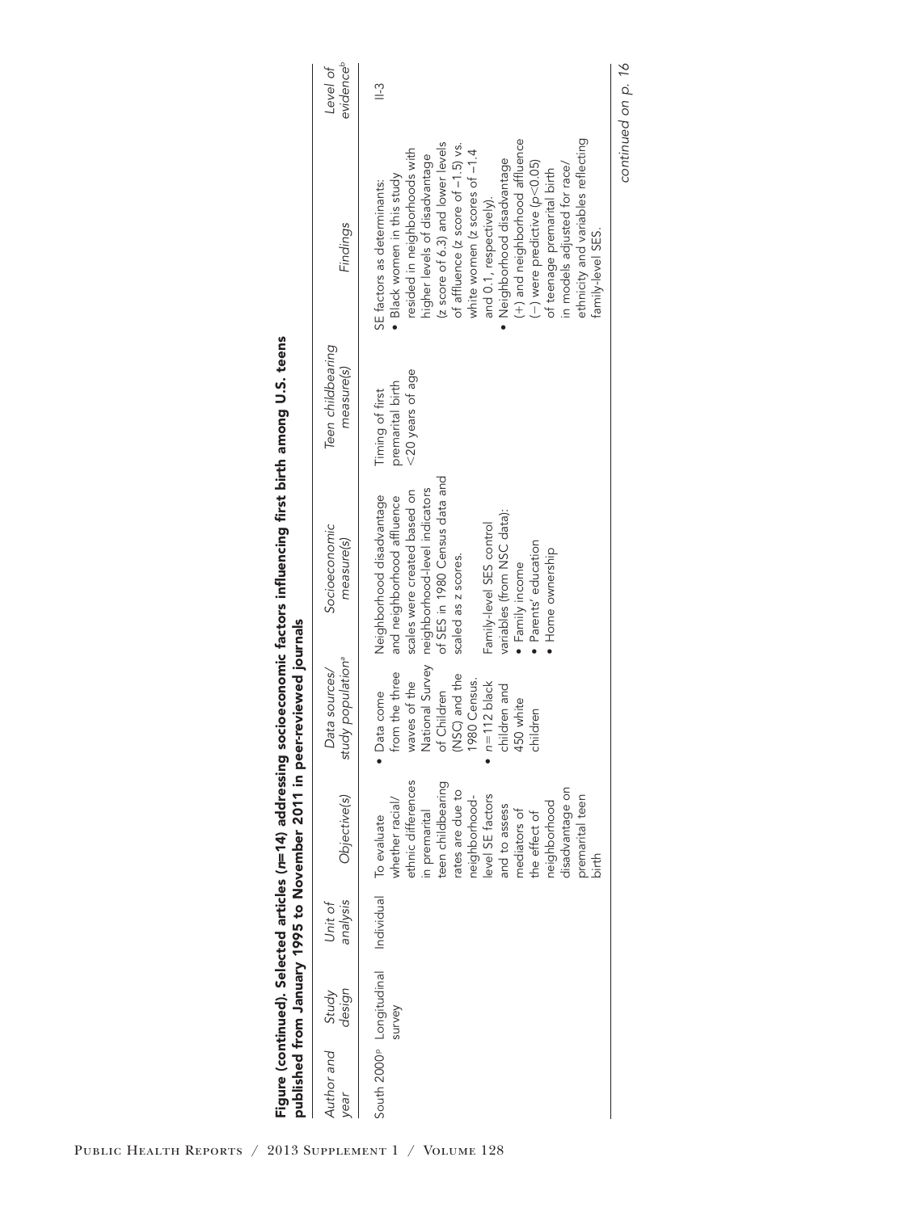**Figure (continued). Selected articles ($n$=14) addressing socioeconomic factors influencing first birth among U.S. teens published from January 1995 to November 2011 in peer-reviewed journals**

| *Author and year* | *Study design* | *Unit of analysis* | *Objective(s)* | *Data sources/ study population*[a] | *Socioeconomic measure(s)* | *Teen childbearing measure(s)* | *Findings* | *Level of evidence*[b] |
|---|---|---|---|---|---|---|---|---|
| South 2000[p] | Longitudinal survey | Individual | To evaluate whether racial/ethnic differences in premarital teen childbearing rates are due to neighborhood-level SE factors and to assess mediators of the effect of neighborhood disadvantage on premarital teen birth | • Data come from the three waves of the National Survey of Children (NSC) and the 1980 Census. • $n$=112 black children and 450 white children | Neighborhood disadvantage and neighborhood affluence scales were created based on neighborhood-level indicators of SES in 1980 Census data and scaled as z scores. Family-level SES control variables (from NSC data): • Family income • Parents' education • Home ownership | Timing of first premarital birth <20 years of age | SE factors as determinants: • Black women in this study resided in neighborhoods with higher levels of disadvantage (z score of 6.3) and lower levels of affluence (z score of –1.5) vs. white women (z scores of –1.4 and 0.1, respectively). • Neighborhood disadvantage (+) and neighborhood affluence (–) were predictive ($p$<0.05) of teenage premarital birth in models adjusted for race/ethnicity and variables reflecting family-level SES. | II-3 |

*continued on p. 16*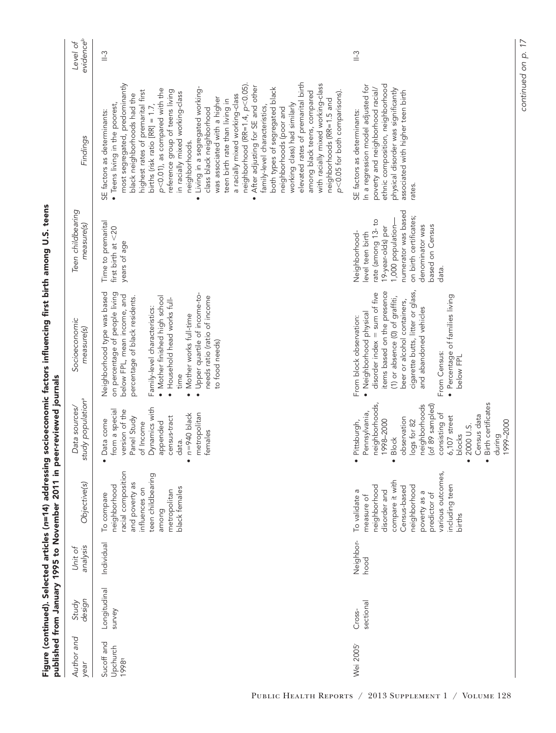**Figure (continued). Selected articles (*n*=14) addressing socioeconomic factors influencing first birth among U.S. teens published from January 1995 to November 2011 in peer-reviewed journals**

| *Author and year* | *Study design* | *Unit of analysis* | *Objective(s)* | *Data sources/ study population*[a] | *Socioeconomic measure(s)* | *Teen childbearing measure(s)* | *Findings* | *Level of evidence*[b] |
|---|---|---|---|---|---|---|---|---|
| Sucoff and Upchurch 1998[g] | Longitudinal survey | Individual | To compare neighborhood racial composition and poverty as influences on teen childbearing among metropolitan black females | • Data come from a special version of the Panel Study of Income Dynamics with appended census-tract data. • *n*=940 black metropolitan females | Neighborhood type was based on percentage of people living below FPL, mean income, and percentage of black residents. Family-level characteristics: • Mother finished high school • Household head works full-time • Mother works full-time • Upper quartile of income-to-needs ratio (ratio of income to food needs) | Time to premarital first birth at <20 years of age | SE factors as determinants: • Teens living in the poorest, most segregated, predominantly black neighborhoods had the highest rates of premarital first births (risk ratio [RR] = 1.7, $p<0.01$), as compared with the reference group of teens living in racially mixed working-class neighborhoods. • Living in a segregated working-class black neighborhood was associated with a higher teen birth rate than living in a racially mixed working-class neighborhood (RR=1.4, $p<0.05$). • After adjusting for SE and other family-level characteristics, both types of segregated black neighborhoods (poor and working class) had similarly elevated rates of premarital birth among black teens, compared with racially mixed working-class neighborhoods (RR=1.5 and $p<0.05$ for both comparisons). | II-3 |
| Wei 2005[i] | Cross-sectional | Neighbor-hood | To validate a measure of neighborhood disorder and compare it with Census-based neighborhood poverty as a predictor of various outcomes, including teen births | • Pittsburgh, Pennsylvania, neighborhoods, 1998–2000 • Block observation logs for 82 neighborhoods (of 89 sampled) consisting of 6,107 street blocks • 2000 U.S. Census data • Birth certificates during 1999–2000 | From block observation: • Neighborhood physical disorder index = sum of five items based on the presence (1) or absence (0) of graffiti, beer or alcohol containers, cigarette butts, litter or glass, and abandoned vehicles From Census: • Percentage of families living below FPL | Neighborhood-level teen birth rate (among 13- to 19-year-olds) per 1,000 population—numerator was based on birth certificates; denominator was based on Census data. | SE factors as determinants: In a regression model adjusted for poverty and neighborhood racial/ethnic composition, neighborhood physical disorder was significantly associated with higher teen birth rates. | II-3 |

*continued on p. 17*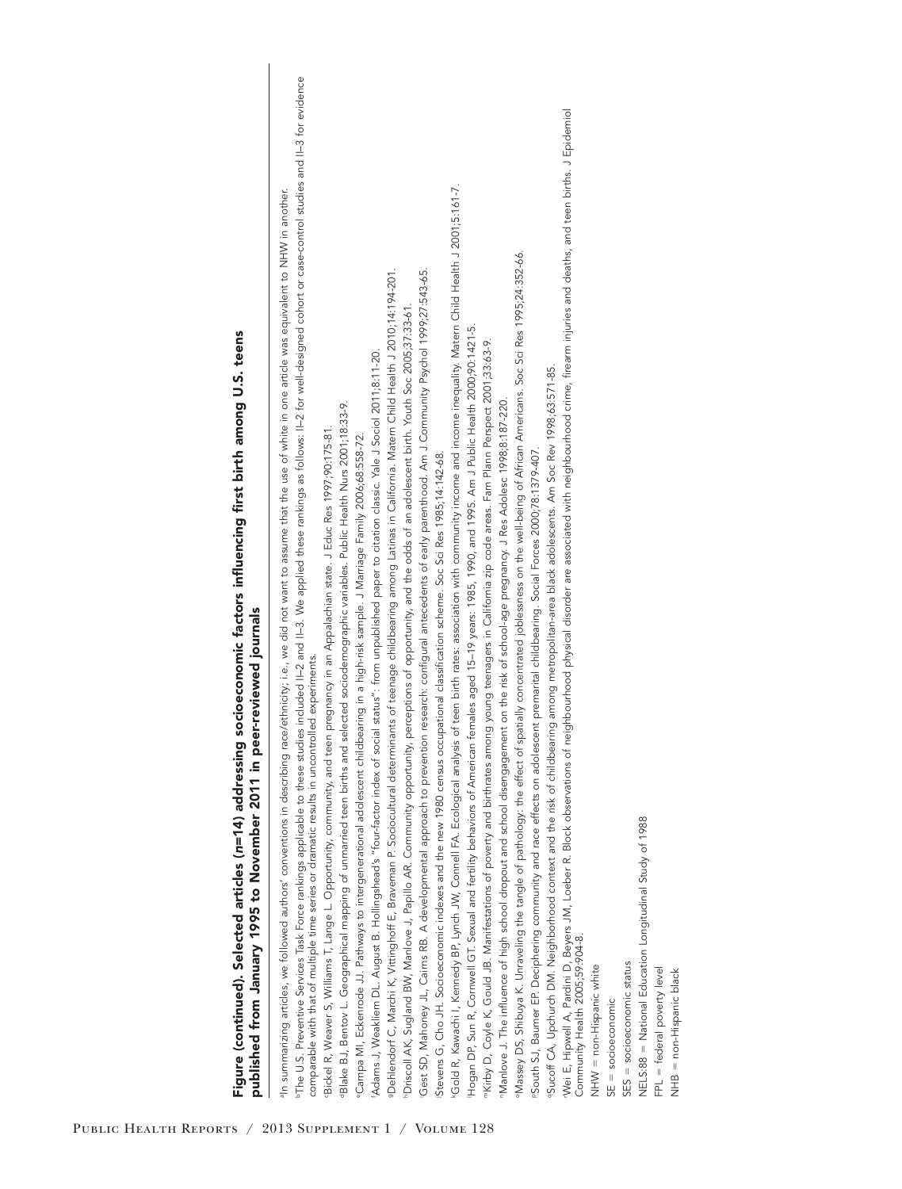## Figure (continued). Selected articles (n=14) addressing socioeconomic factors influencing first birth among U.S. teens published from January 1995 to November 2011 in peer-reviewed journals

[a]In summarizing articles, we followed authors' conventions in describing race/ethnicity; i.e., we did not want to assume that the use of white in one article was equivalent to NHW in another.

[b]The U.S. Preventive Services Task Force rankings applicable to these studies included II–2 and II–3. We applied these rankings as follows: II–2 for well-designed cohort or case-control studies and II–3 for evidence comparable with that of multiple time series or dramatic results in uncontrolled experiments.

[c]Bickel R, Weaver S, Williams T, Lange L. Opportunity, community, and teen pregnancy in an Appalachian state. J Educ Res 1997;90:175-81.

[d]Blake BJ, Bentov L. Geographical mapping of unmarried teen births and selected sociodemographic variables. Public Health Nurs 2001;18:33-9.

[e]Campa MI, Eckenrode JJ. Pathways to intergenerational adolescent childbearing in a high-risk sample. J Marriage Family 2006;68:558-72.

[f]Adams J, Weakliem DL. August B. Hollingshead's "four-factor index of social status": from unpublished paper to citation classic. Yale J Sociol 2011;8:11-20.

[g]Dehlendorf C, Marchi K, Vittinghoff E, Braveman P. Sociocultural determinants of teenage childbearing among Latinas in California. Matern Child Health J 2010;14:194-201.

[h]Driscoll AK, Sugland BW, Manlove J, Papillo AR. Community opportunity, perceptions of opportunity, and the odds of an adolescent birth. Youth Soc 2005;37:33-61.

[i]Gest SD, Mahoney JL, Cairns RB. A developmental approach to prevention research: configural antecedents of early parenthood. Am J Community Psychol 1999;27:543-65.

[j]Stevens G, Cho JH. Socioeconomic indexes and the new 1980 census occupational classification scheme. Soc Sci Res 1985;14:142-68.

[k]Gold R, Kawachi I, Kennedy BP, Lynch JW, Connell FA. Ecological analysis of teen birth rates: association with community income and income inequality. Matern Child Health J 2001;5:161-7.

[l]Hogan DP, Sun R, Cornwell GT. Sexual and fertility behaviors of American females aged 15–19 years: 1985, 1990, and 1995. Am J Public Health 2000;90:1421-5.

[m]Kirby D, Coyle K, Gould JB. Manifestations of poverty and birthrates among young teenagers in California zip code areas. Fam Plann Perspect 2001;33:63-9.

[n]Manlove J. The influence of high school dropout and school disengagement on the risk of school-age pregnancy. J Res Adolesc 1998;8:187-220.

[o]Massey DS, Shibuya K. Unraveling the tangle of pathology: the effect of spatially concentrated joblessness on the well-being of African Americans. Soc Sci Res 1995;24:352-66.

[p]South SJ, Baumer EP. Deciphering community and race effects on adolescent premarital childbearing. Social Forces 2000;78:1379-407.

[q]Sucoff CA, Upchurch DM. Neighborhood context and the risk of childbearing among metropolitan-area black adolescents. Am Soc Rev 1998;63:571-85.

[r]Wei E, Hipwell A, Pardini D, Beyers JM, Loeber R. Block observations of neighbourhood physical disorder are associated with neighbourhood crime, firearm injuries and deaths, and teen births. J Epidemiol Community Health 2005;59:904-8.

NHW = non-Hispanic white

SE = socioeconomic

SES = socioeconomic status

NELS:88 = National Education Longitudinal Study of 1988

FPL = federal poverty level

NHB = non-Hispanic black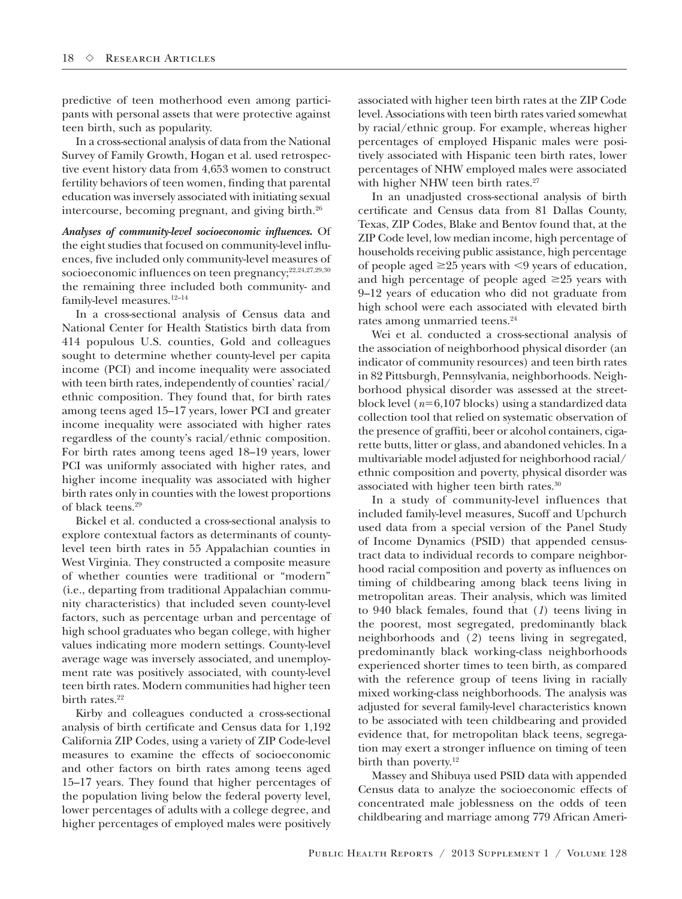predictive of teen motherhood even among participants with personal assets that were protective against teen birth, such as popularity.

In a cross-sectional analysis of data from the National Survey of Family Growth, Hogan et al. used retrospective event history data from 4,653 women to construct fertility behaviors of teen women, finding that parental education was inversely associated with initiating sexual intercourse, becoming pregnant, and giving birth.[26]

***Analyses of community-level socioeconomic influences.*** Of the eight studies that focused on community-level influences, five included only community-level measures of socioeconomic influences on teen pregnancy;[22,24,27,29,30] the remaining three included both community- and family-level measures.[12–14]

In a cross-sectional analysis of Census data and National Center for Health Statistics birth data from 414 populous U.S. counties, Gold and colleagues sought to determine whether county-level per capita income (PCI) and income inequality were associated with teen birth rates, independently of counties' racial/ethnic composition. They found that, for birth rates among teens aged 15–17 years, lower PCI and greater income inequality were associated with higher rates regardless of the county's racial/ethnic composition. For birth rates among teens aged 18–19 years, lower PCI was uniformly associated with higher rates, and higher income inequality was associated with higher birth rates only in counties with the lowest proportions of black teens.[29]

Bickel et al. conducted a cross-sectional analysis to explore contextual factors as determinants of county-level teen birth rates in 55 Appalachian counties in West Virginia. They constructed a composite measure of whether counties were traditional or "modern" (i.e., departing from traditional Appalachian community characteristics) that included seven county-level factors, such as percentage urban and percentage of high school graduates who began college, with higher values indicating more modern settings. County-level average wage was inversely associated, and unemployment rate was positively associated, with county-level teen birth rates. Modern communities had higher teen birth rates.[22]

Kirby and colleagues conducted a cross-sectional analysis of birth certificate and Census data for 1,192 California ZIP Codes, using a variety of ZIP Code-level measures to examine the effects of socioeconomic and other factors on birth rates among teens aged 15–17 years. They found that higher percentages of the population living below the federal poverty level, lower percentages of adults with a college degree, and higher percentages of employed males were positively associated with higher teen birth rates at the ZIP Code level. Associations with teen birth rates varied somewhat by racial/ethnic group. For example, whereas higher percentages of employed Hispanic males were positively associated with Hispanic teen birth rates, lower percentages of NHW employed males were associated with higher NHW teen birth rates.[27]

In an unadjusted cross-sectional analysis of birth certificate and Census data from 81 Dallas County, Texas, ZIP Codes, Blake and Bentov found that, at the ZIP Code level, low median income, high percentage of households receiving public assistance, high percentage of people aged $\geq$25 years with $<$9 years of education, and high percentage of people aged $\geq$25 years with 9–12 years of education who did not graduate from high school were each associated with elevated birth rates among unmarried teens.[24]

Wei et al. conducted a cross-sectional analysis of the association of neighborhood physical disorder (an indicator of community resources) and teen birth rates in 82 Pittsburgh, Pennsylvania, neighborhoods. Neighborhood physical disorder was assessed at the street-block level ($n$=6,107 blocks) using a standardized data collection tool that relied on systematic observation of the presence of graffiti, beer or alcohol containers, cigarette butts, litter or glass, and abandoned vehicles. In a multivariable model adjusted for neighborhood racial/ethnic composition and poverty, physical disorder was associated with higher teen birth rates.[30]

In a study of community-level influences that included family-level measures, Sucoff and Upchurch used data from a special version of the Panel Study of Income Dynamics (PSID) that appended census-tract data to individual records to compare neighborhood racial composition and poverty as influences on timing of childbearing among black teens living in metropolitan areas. Their analysis, which was limited to 940 black females, found that (*1*) teens living in the poorest, most segregated, predominantly black neighborhoods and (*2*) teens living in segregated, predominantly black working-class neighborhoods experienced shorter times to teen birth, as compared with the reference group of teens living in racially mixed working-class neighborhoods. The analysis was adjusted for several family-level characteristics known to be associated with teen childbearing and provided evidence that, for metropolitan black teens, segregation may exert a stronger influence on timing of teen birth than poverty.[12]

Massey and Shibuya used PSID data with appended Census data to analyze the socioeconomic effects of concentrated male joblessness on the odds of teen childbearing and marriage among 779 African Ameri-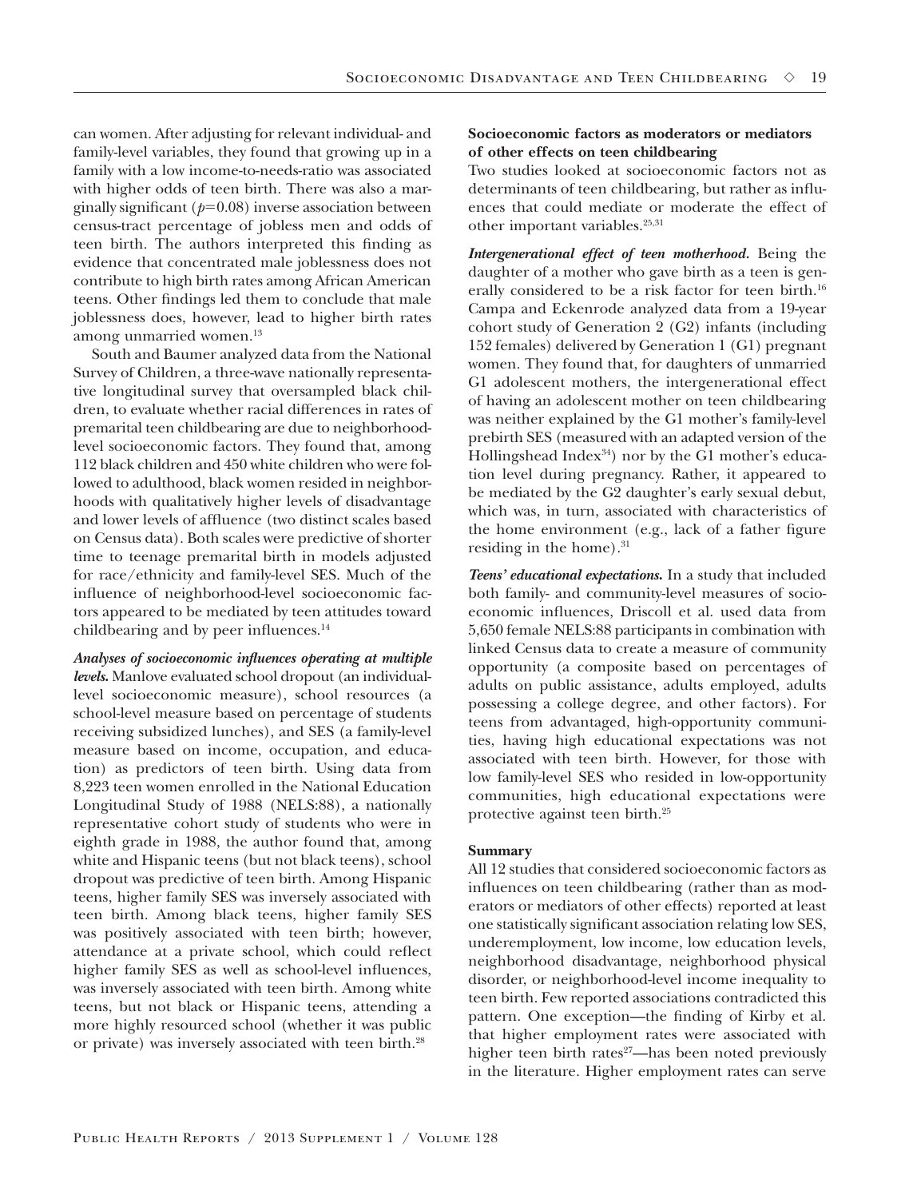can women. After adjusting for relevant individual- and family-level variables, they found that growing up in a family with a low income-to-needs-ratio was associated with higher odds of teen birth. There was also a marginally significant ($p=0.08$) inverse association between census-tract percentage of jobless men and odds of teen birth. The authors interpreted this finding as evidence that concentrated male joblessness does not contribute to high birth rates among African American teens. Other findings led them to conclude that male joblessness does, however, lead to higher birth rates among unmarried women.[13]

South and Baumer analyzed data from the National Survey of Children, a three-wave nationally representative longitudinal survey that oversampled black children, to evaluate whether racial differences in rates of premarital teen childbearing are due to neighborhood-level socioeconomic factors. They found that, among 112 black children and 450 white children who were followed to adulthood, black women resided in neighborhoods with qualitatively higher levels of disadvantage and lower levels of affluence (two distinct scales based on Census data). Both scales were predictive of shorter time to teenage premarital birth in models adjusted for race/ethnicity and family-level SES. Much of the influence of neighborhood-level socioeconomic factors appeared to be mediated by teen attitudes toward childbearing and by peer influences.[14]

***Analyses of socioeconomic influences operating at multiple levels.*** Manlove evaluated school dropout (an individual-level socioeconomic measure), school resources (a school-level measure based on percentage of students receiving subsidized lunches), and SES (a family-level measure based on income, occupation, and education) as predictors of teen birth. Using data from 8,223 teen women enrolled in the National Education Longitudinal Study of 1988 (NELS:88), a nationally representative cohort study of students who were in eighth grade in 1988, the author found that, among white and Hispanic teens (but not black teens), school dropout was predictive of teen birth. Among Hispanic teens, higher family SES was inversely associated with teen birth. Among black teens, higher family SES was positively associated with teen birth; however, attendance at a private school, which could reflect higher family SES as well as school-level influences, was inversely associated with teen birth. Among white teens, but not black or Hispanic teens, attending a more highly resourced school (whether it was public or private) was inversely associated with teen birth.[28]

**Socioeconomic factors as moderators or mediators of other effects on teen childbearing**

Two studies looked at socioeconomic factors not as determinants of teen childbearing, but rather as influences that could mediate or moderate the effect of other important variables.[25,31]

***Intergenerational effect of teen motherhood.*** Being the daughter of a mother who gave birth as a teen is generally considered to be a risk factor for teen birth.[16] Campa and Eckenrode analyzed data from a 19-year cohort study of Generation 2 (G2) infants (including 152 females) delivered by Generation 1 (G1) pregnant women. They found that, for daughters of unmarried G1 adolescent mothers, the intergenerational effect of having an adolescent mother on teen childbearing was neither explained by the G1 mother's family-level prebirth SES (measured with an adapted version of the Hollingshead Index[34]) nor by the G1 mother's education level during pregnancy. Rather, it appeared to be mediated by the G2 daughter's early sexual debut, which was, in turn, associated with characteristics of the home environment (e.g., lack of a father figure residing in the home).[31]

***Teens' educational expectations.*** In a study that included both family- and community-level measures of socioeconomic influences, Driscoll et al. used data from 5,650 female NELS:88 participants in combination with linked Census data to create a measure of community opportunity (a composite based on percentages of adults on public assistance, adults employed, adults possessing a college degree, and other factors). For teens from advantaged, high-opportunity communities, having high educational expectations was not associated with teen birth. However, for those with low family-level SES who resided in low-opportunity communities, high educational expectations were protective against teen birth.[25]

**Summary**

All 12 studies that considered socioeconomic factors as influences on teen childbearing (rather than as moderators or mediators of other effects) reported at least one statistically significant association relating low SES, underemployment, low income, low education levels, neighborhood disadvantage, neighborhood physical disorder, or neighborhood-level income inequality to teen birth. Few reported associations contradicted this pattern. One exception—the finding of Kirby et al. that higher employment rates were associated with higher teen birth rates[27]—has been noted previously in the literature. Higher employment rates can serve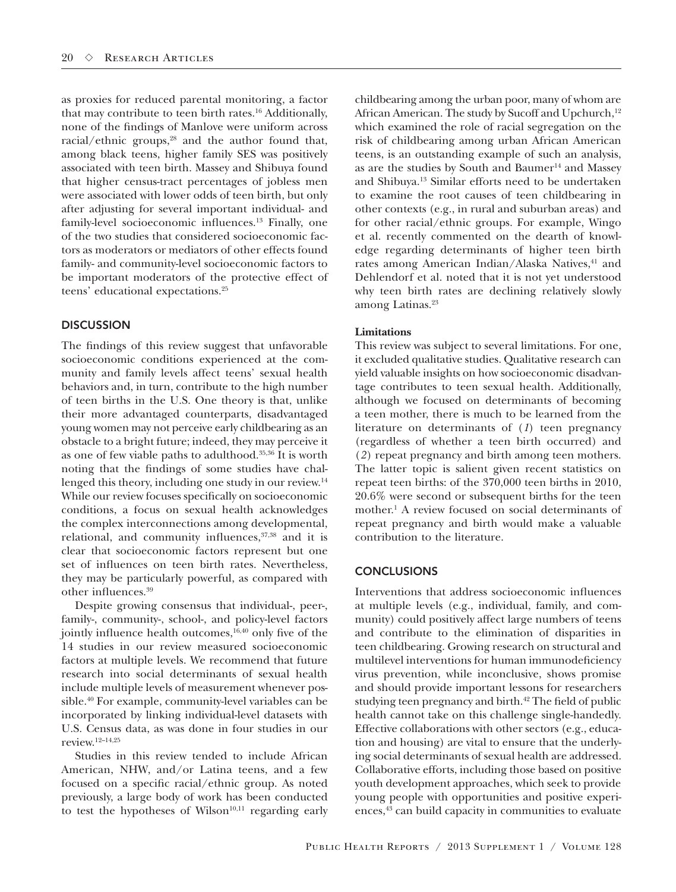as proxies for reduced parental monitoring, a factor that may contribute to teen birth rates.[16] Additionally, none of the findings of Manlove were uniform across racial/ethnic groups,[28] and the author found that, among black teens, higher family SES was positively associated with teen birth. Massey and Shibuya found that higher census-tract percentages of jobless men were associated with lower odds of teen birth, but only after adjusting for several important individual- and family-level socioeconomic influences.[13] Finally, one of the two studies that considered socioeconomic factors as moderators or mediators of other effects found family- and community-level socioeconomic factors to be important moderators of the protective effect of teens' educational expectations.[25]

## DISCUSSION

The findings of this review suggest that unfavorable socioeconomic conditions experienced at the community and family levels affect teens' sexual health behaviors and, in turn, contribute to the high number of teen births in the U.S. One theory is that, unlike their more advantaged counterparts, disadvantaged young women may not perceive early childbearing as an obstacle to a bright future; indeed, they may perceive it as one of few viable paths to adulthood.[35,36] It is worth noting that the findings of some studies have challenged this theory, including one study in our review.[14] While our review focuses specifically on socioeconomic conditions, a focus on sexual health acknowledges the complex interconnections among developmental, relational, and community influences,[37,38] and it is clear that socioeconomic factors represent but one set of influences on teen birth rates. Nevertheless, they may be particularly powerful, as compared with other influences.[39]

Despite growing consensus that individual-, peer-, family-, community-, school-, and policy-level factors jointly influence health outcomes,[16,40] only five of the 14 studies in our review measured socioeconomic factors at multiple levels. We recommend that future research into social determinants of sexual health include multiple levels of measurement whenever possible.[40] For example, community-level variables can be incorporated by linking individual-level datasets with U.S. Census data, as was done in four studies in our review.[12–14,25]

Studies in this review tended to include African American, NHW, and/or Latina teens, and a few focused on a specific racial/ethnic group. As noted previously, a large body of work has been conducted to test the hypotheses of Wilson[10,11] regarding early childbearing among the urban poor, many of whom are African American. The study by Sucoff and Upchurch,[12] which examined the role of racial segregation on the risk of childbearing among urban African American teens, is an outstanding example of such an analysis, as are the studies by South and Baumer[14] and Massey and Shibuya.[13] Similar efforts need to be undertaken to examine the root causes of teen childbearing in other contexts (e.g., in rural and suburban areas) and for other racial/ethnic groups. For example, Wingo et al. recently commented on the dearth of knowledge regarding determinants of higher teen birth rates among American Indian/Alaska Natives,[41] and Dehlendorf et al. noted that it is not yet understood why teen birth rates are declining relatively slowly among Latinas.[23]

### Limitations

This review was subject to several limitations. For one, it excluded qualitative studies. Qualitative research can yield valuable insights on how socioeconomic disadvantage contributes to teen sexual health. Additionally, although we focused on determinants of becoming a teen mother, there is much to be learned from the literature on determinants of (*1*) teen pregnancy (regardless of whether a teen birth occurred) and (*2*) repeat pregnancy and birth among teen mothers. The latter topic is salient given recent statistics on repeat teen births: of the 370,000 teen births in 2010, 20.6% were second or subsequent births for the teen mother.[1] A review focused on social determinants of repeat pregnancy and birth would make a valuable contribution to the literature.

## CONCLUSIONS

Interventions that address socioeconomic influences at multiple levels (e.g., individual, family, and community) could positively affect large numbers of teens and contribute to the elimination of disparities in teen childbearing. Growing research on structural and multilevel interventions for human immunodeficiency virus prevention, while inconclusive, shows promise and should provide important lessons for researchers studying teen pregnancy and birth.[42] The field of public health cannot take on this challenge single-handedly. Effective collaborations with other sectors (e.g., education and housing) are vital to ensure that the underlying social determinants of sexual health are addressed. Collaborative efforts, including those based on positive youth development approaches, which seek to provide young people with opportunities and positive experiences,[43] can build capacity in communities to evaluate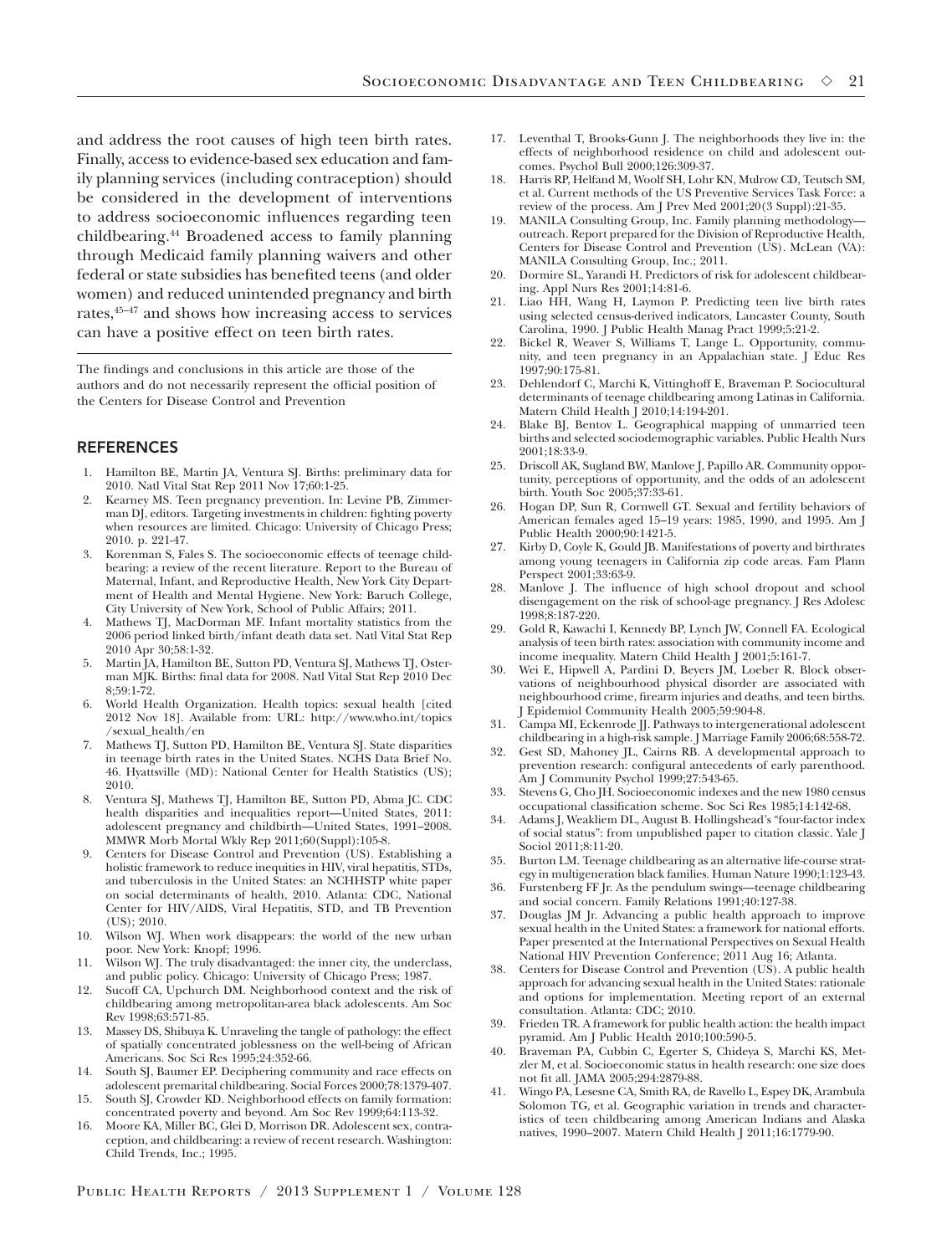and address the root causes of high teen birth rates. Finally, access to evidence-based sex education and family planning services (including contraception) should be considered in the development of interventions to address socioeconomic influences regarding teen childbearing.[44] Broadened access to family planning through Medicaid family planning waivers and other federal or state subsidies has benefited teens (and older women) and reduced unintended pregnancy and birth rates,[45–47] and shows how increasing access to services can have a positive effect on teen birth rates.

---

The findings and conclusions in this article are those of the authors and do not necessarily represent the official position of the Centers for Disease Control and Prevention

## REFERENCES

1. Hamilton BE, Martin JA, Ventura SJ. Births: preliminary data for 2010. Natl Vital Stat Rep 2011 Nov 17;60:1-25.
2. Kearney MS. Teen pregnancy prevention. In: Levine PB, Zimmerman DJ, editors. Targeting investments in children: fighting poverty when resources are limited. Chicago: University of Chicago Press; 2010. p. 221-47.
3. Korenman S, Fales S. The socioeconomic effects of teenage childbearing: a review of the recent literature. Report to the Bureau of Maternal, Infant, and Reproductive Health, New York City Department of Health and Mental Hygiene. New York: Baruch College, City University of New York, School of Public Affairs; 2011.
4. Mathews TJ, MacDorman MF. Infant mortality statistics from the 2006 period linked birth/infant death data set. Natl Vital Stat Rep 2010 Apr 30;58:1-32.
5. Martin JA, Hamilton BE, Sutton PD, Ventura SJ, Mathews TJ, Osterman MJK. Births: final data for 2008. Natl Vital Stat Rep 2010 Dec 8;59:1-72.
6. World Health Organization. Health topics: sexual health [cited 2012 Nov 18]. Available from: URL: http://www.who.int/topics/sexual_health/en
7. Mathews TJ, Sutton PD, Hamilton BE, Ventura SJ. State disparities in teenage birth rates in the United States. NCHS Data Brief No. 46. Hyattsville (MD): National Center for Health Statistics (US); 2010.
8. Ventura SJ, Mathews TJ, Hamilton BE, Sutton PD, Abma JC. CDC health disparities and inequalities report—United States, 2011: adolescent pregnancy and childbirth—United States, 1991–2008. MMWR Morb Mortal Wkly Rep 2011;60(Suppl):105-8.
9. Centers for Disease Control and Prevention (US). Establishing a holistic framework to reduce inequities in HIV, viral hepatitis, STDs, and tuberculosis in the United States: an NCHHSTP white paper on social determinants of health, 2010. Atlanta: CDC, National Center for HIV/AIDS, Viral Hepatitis, STD, and TB Prevention (US); 2010.
10. Wilson WJ. When work disappears: the world of the new urban poor. New York: Knopf; 1996.
11. Wilson WJ. The truly disadvantaged: the inner city, the underclass, and public policy. Chicago: University of Chicago Press; 1987.
12. Sucoff CA, Upchurch DM. Neighborhood context and the risk of childbearing among metropolitan-area black adolescents. Am Soc Rev 1998;63:571-85.
13. Massey DS, Shibuya K. Unraveling the tangle of pathology: the effect of spatially concentrated joblessness on the well-being of African Americans. Soc Sci Res 1995;24:352-66.
14. South SJ, Baumer EP. Deciphering community and race effects on adolescent premarital childbearing. Social Forces 2000;78:1379-407.
15. South SJ, Crowder KD. Neighborhood effects on family formation: concentrated poverty and beyond. Am Soc Rev 1999;64:113-32.
16. Moore KA, Miller BC, Glei D, Morrison DR. Adolescent sex, contraception, and childbearing: a review of recent research. Washington: Child Trends, Inc.; 1995.
17. Leventhal T, Brooks-Gunn J. The neighborhoods they live in: the effects of neighborhood residence on child and adolescent outcomes. Psychol Bull 2000;126:309-37.
18. Harris RP, Helfand M, Woolf SH, Lohr KN, Mulrow CD, Teutsch SM, et al. Current methods of the US Preventive Services Task Force: a review of the process. Am J Prev Med 2001;20(3 Suppl):21-35.
19. MANILA Consulting Group, Inc. Family planning methodology—outreach. Report prepared for the Division of Reproductive Health, Centers for Disease Control and Prevention (US). McLean (VA): MANILA Consulting Group, Inc.; 2011.
20. Dormire SL, Yarandi H. Predictors of risk for adolescent childbearing. Appl Nurs Res 2001;14:81-6.
21. Liao HH, Wang H, Laymon P. Predicting teen live birth rates using selected census-derived indicators, Lancaster County, South Carolina, 1990. J Public Health Manag Pract 1999;5:21-2.
22. Bickel R, Weaver S, Williams T, Lange L. Opportunity, community, and teen pregnancy in an Appalachian state. J Educ Res 1997;90:175-81.
23. Dehlendorf C, Marchi K, Vittinghoff E, Braveman P. Sociocultural determinants of teenage childbearing among Latinas in California. Matern Child Health J 2010;14:194-201.
24. Blake BJ, Bentov L. Geographical mapping of unmarried teen births and selected sociodemographic variables. Public Health Nurs 2001;18:33-9.
25. Driscoll AK, Sugland BW, Manlove J, Papillo AR. Community opportunity, perceptions of opportunity, and the odds of an adolescent birth. Youth Soc 2005;37:33-61.
26. Hogan DP, Sun R, Cornwell GT. Sexual and fertility behaviors of American females aged 15–19 years: 1985, 1990, and 1995. Am J Public Health 2000;90:1421-5.
27. Kirby D, Coyle K, Gould JB. Manifestations of poverty and birthrates among young teenagers in California zip code areas. Fam Plann Perspect 2001;33:63-9.
28. Manlove J. The influence of high school dropout and school disengagement on the risk of school-age pregnancy. J Res Adolesc 1998;8:187-220.
29. Gold R, Kawachi I, Kennedy BP, Lynch JW, Connell FA. Ecological analysis of teen birth rates: association with community income and income inequality. Matern Child Health J 2001;5:161-7.
30. Wei E, Hipwell A, Pardini D, Beyers JM, Loeber R. Block observations of neighbourhood physical disorder are associated with neighbourhood crime, firearm injuries and deaths, and teen births. J Epidemiol Community Health 2005;59:904-8.
31. Campa MI, Eckenrode JJ. Pathways to intergenerational adolescent childbearing in a high-risk sample. J Marriage Family 2006;68:558-72.
32. Gest SD, Mahoney JL, Cairns RB. A developmental approach to prevention research: configural antecedents of early parenthood. Am J Community Psychol 1999;27:543-65.
33. Stevens G, Cho JH. Socioeconomic indexes and the new 1980 census occupational classification scheme. Soc Sci Res 1985;14:142-68.
34. Adams J, Weakliem DL, August B. Hollingshead's "four-factor index of social status": from unpublished paper to citation classic. Yale J Sociol 2011;8:11-20.
35. Burton LM. Teenage childbearing as an alternative life-course strategy in multigeneration black families. Human Nature 1990;1:123-43.
36. Furstenberg FF Jr. As the pendulum swings—teenage childbearing and social concern. Family Relations 1991;40:127-38.
37. Douglas JM Jr. Advancing a public health approach to improve sexual health in the United States: a framework for national efforts. Paper presented at the International Perspectives on Sexual Health National HIV Prevention Conference; 2011 Aug 16; Atlanta.
38. Centers for Disease Control and Prevention (US). A public health approach for advancing sexual health in the United States: rationale and options for implementation. Meeting report of an external consultation. Atlanta: CDC; 2010.
39. Frieden TR. A framework for public health action: the health impact pyramid. Am J Public Health 2010;100:590-5.
40. Braveman PA, Cubbin C, Egerter S, Chideya S, Marchi KS, Metzler M, et al. Socioeconomic status in health research: one size does not fit all. JAMA 2005;294:2879-88.
41. Wingo PA, Lesesne CA, Smith RA, de Ravello L, Espey DK, Arambula Solomon TG, et al. Geographic variation in trends and characteristics of teen childbearing among American Indians and Alaska natives, 1990–2007. Matern Child Health J 2011;16:1779-90.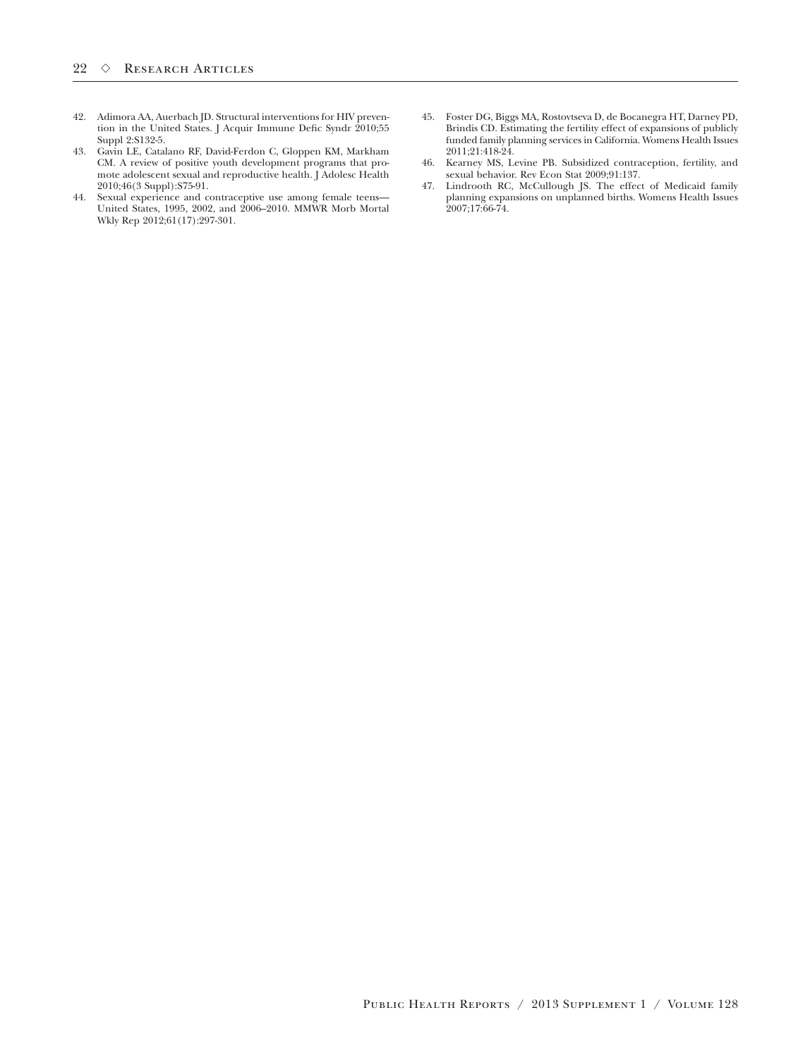42. Adimora AA, Auerbach JD. Structural interventions for HIV prevention in the United States. J Acquir Immune Defic Syndr 2010;55 Suppl 2:S132-5.
43. Gavin LE, Catalano RF, David-Ferdon C, Gloppen KM, Markham CM. A review of positive youth development programs that promote adolescent sexual and reproductive health. J Adolesc Health 2010;46(3 Suppl):S75-91.
44. Sexual experience and contraceptive use among female teens—United States, 1995, 2002, and 2006–2010. MMWR Morb Mortal Wkly Rep 2012;61(17):297-301.
45. Foster DG, Biggs MA, Rostovtseva D, de Bocanegra HT, Darney PD, Brindis CD. Estimating the fertility effect of expansions of publicly funded family planning services in California. Womens Health Issues 2011;21:418-24.
46. Kearney MS, Levine PB. Subsidized contraception, fertility, and sexual behavior. Rev Econ Stat 2009;91:137.
47. Lindrooth RC, McCullough JS. The effect of Medicaid family planning expansions on unplanned births. Womens Health Issues 2007;17:66-74.